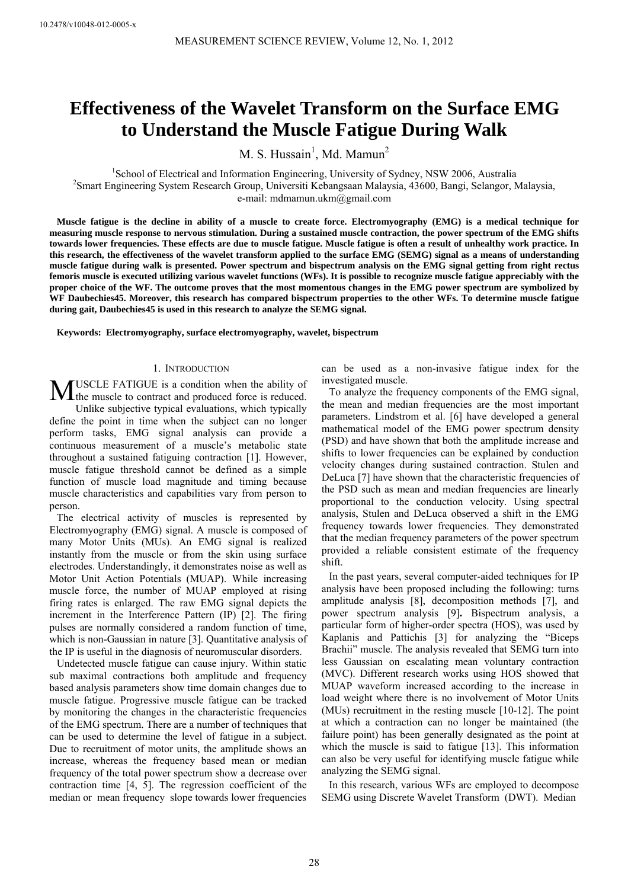10.2478/v10048-012-0005-x

# Effectiveness of the Wavelet Transform on the Surface EMG to Understand the Muscle Fatigue During Walk

M. S. Hussain[1], Md. Mamun[2]

[1]School of Electrical and Information Engineering, University of Sydney, NSW 2006, Australia
[2]Smart Engineering System Research Group, Universiti Kebangsaan Malaysia, 43600, Bangi, Selangor, Malaysia,
e-mail: mdmamun.ukm@gmail.com

**Muscle fatigue is the decline in ability of a muscle to create force. Electromyography (EMG) is a medical technique for measuring muscle response to nervous stimulation. During a sustained muscle contraction, the power spectrum of the EMG shifts towards lower frequencies. These effects are due to muscle fatigue. Muscle fatigue is often a result of unhealthy work practice. In this research, the effectiveness of the wavelet transform applied to the surface EMG (SEMG) signal as a means of understanding muscle fatigue during walk is presented. Power spectrum and bispectrum analysis on the EMG signal getting from right rectus femoris muscle is executed utilizing various wavelet functions (WFs). It is possible to recognize muscle fatigue appreciably with the proper choice of the WF. The outcome proves that the most momentous changes in the EMG power spectrum are symbolized by WF Daubechies45. Moreover, this research has compared bispectrum properties to the other WFs. To determine muscle fatigue during gait, Daubechies45 is used in this research to analyze the SEMG signal.**

**Keywords: Electromyography, surface electromyography, wavelet, bispectrum**

## 1. Introduction

MUSCLE FATIGUE is a condition when the ability of the muscle to contract and produced force is reduced. Unlike subjective typical evaluations, which typically define the point in time when the subject can no longer perform tasks, EMG signal analysis can provide a continuous measurement of a muscle's metabolic state throughout a sustained fatiguing contraction [1]. However, muscle fatigue threshold cannot be defined as a simple function of muscle load magnitude and timing because muscle characteristics and capabilities vary from person to person.

The electrical activity of muscles is represented by Electromyography (EMG) signal. A muscle is composed of many Motor Units (MUs). An EMG signal is realized instantly from the muscle or from the skin using surface electrodes. Understandingly, it demonstrates noise as well as Motor Unit Action Potentials (MUAP). While increasing muscle force, the number of MUAP employed at rising firing rates is enlarged. The raw EMG signal depicts the increment in the Interference Pattern (IP) [2]. The firing pulses are normally considered a random function of time, which is non-Gaussian in nature [3]. Quantitative analysis of the IP is useful in the diagnosis of neuromuscular disorders.

Undetected muscle fatigue can cause injury. Within static sub maximal contractions both amplitude and frequency based analysis parameters show time domain changes due to muscle fatigue. Progressive muscle fatigue can be tracked by monitoring the changes in the characteristic frequencies of the EMG spectrum. There are a number of techniques that can be used to determine the level of fatigue in a subject. Due to recruitment of motor units, the amplitude shows an increase, whereas the frequency based mean or median frequency of the total power spectrum show a decrease over contraction time [4, 5]. The regression coefficient of the median or mean frequency slope towards lower frequencies can be used as a non-invasive fatigue index for the investigated muscle.

To analyze the frequency components of the EMG signal, the mean and median frequencies are the most important parameters. Lindstrom et al. [6] have developed a general mathematical model of the EMG power spectrum density (PSD) and have shown that both the amplitude increase and shifts to lower frequencies can be explained by conduction velocity changes during sustained contraction. Stulen and DeLuca [7] have shown that the characteristic frequencies of the PSD such as mean and median frequencies are linearly proportional to the conduction velocity. Using spectral analysis, Stulen and DeLuca observed a shift in the EMG frequency towards lower frequencies. They demonstrated that the median frequency parameters of the power spectrum provided a reliable consistent estimate of the frequency shift.

In the past years, several computer-aided techniques for IP analysis have been proposed including the following: turns amplitude analysis [8], decomposition methods [7], and power spectrum analysis [9]**.** Bispectrum analysis, a particular form of higher-order spectra (HOS), was used by Kaplanis and Pattichis [3] for analyzing the "Biceps Brachii" muscle. The analysis revealed that SEMG turn into less Gaussian on escalating mean voluntary contraction (MVC). Different research works using HOS showed that MUAP waveform increased according to the increase in load weight where there is no involvement of Motor Units (MUs) recruitment in the resting muscle [10-12]. The point at which a contraction can no longer be maintained (the failure point) has been generally designated as the point at which the muscle is said to fatigue [13]. This information can also be very useful for identifying muscle fatigue while analyzing the SEMG signal.

In this research, various WFs are employed to decompose SEMG using Discrete Wavelet Transform (DWT). Median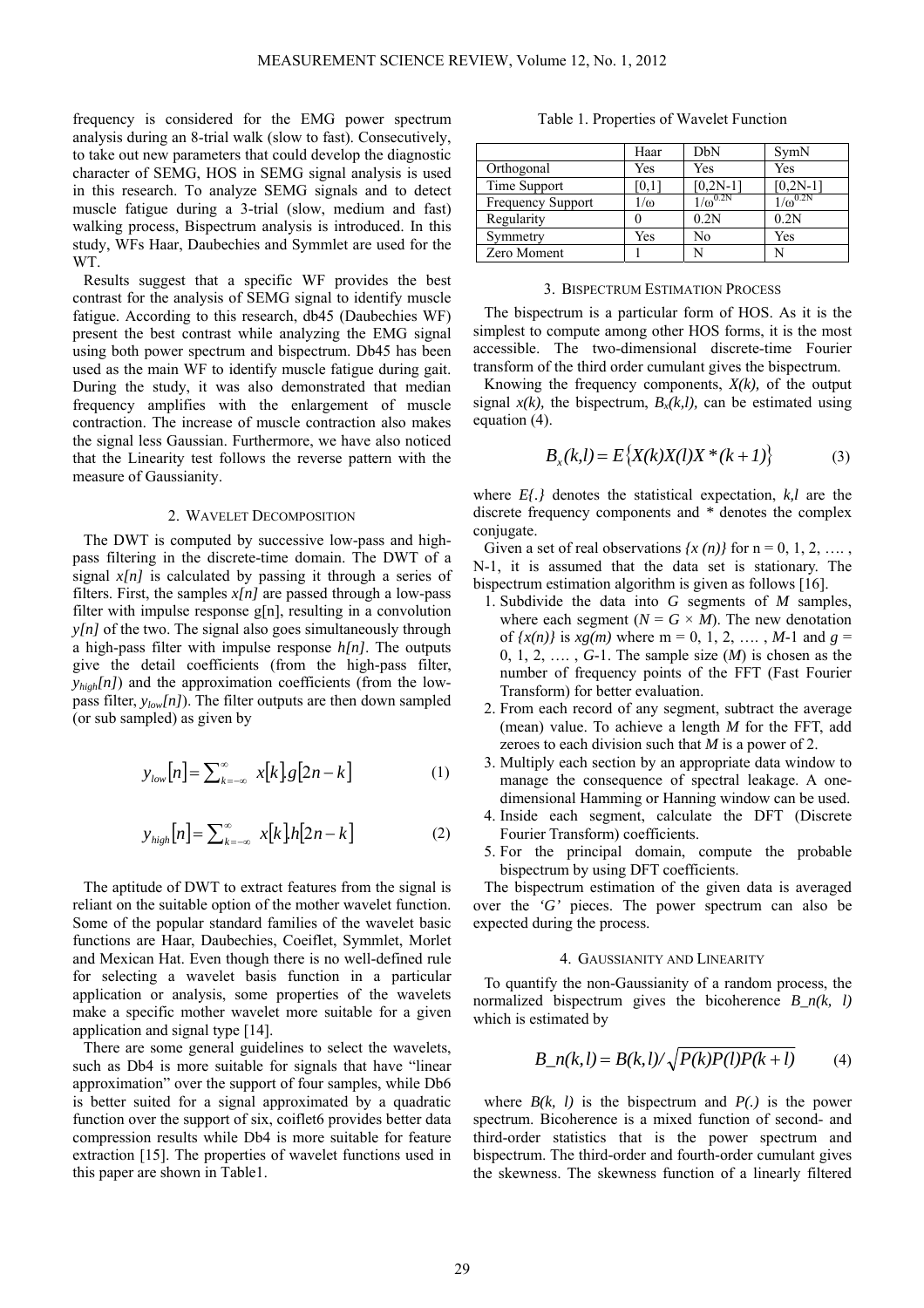frequency is considered for the EMG power spectrum analysis during an 8-trial walk (slow to fast). Consecutively, to take out new parameters that could develop the diagnostic character of SEMG, HOS in SEMG signal analysis is used in this research. To analyze SEMG signals and to detect muscle fatigue during a 3-trial (slow, medium and fast) walking process, Bispectrum analysis is introduced. In this study, WFs Haar, Daubechies and Symmlet are used for the WT.

Results suggest that a specific WF provides the best contrast for the analysis of SEMG signal to identify muscle fatigue. According to this research, db45 (Daubechies WF) present the best contrast while analyzing the EMG signal using both power spectrum and bispectrum. Db45 has been used as the main WF to identify muscle fatigue during gait. During the study, it was also demonstrated that median frequency amplifies with the enlargement of muscle contraction. The increase of muscle contraction also makes the signal less Gaussian. Furthermore, we have also noticed that the Linearity test follows the reverse pattern with the measure of Gaussianity.

## 2. Wavelet Decomposition

The DWT is computed by successive low-pass and high-pass filtering in the discrete-time domain. The DWT of a signal $x[n]$ is calculated by passing it through a series of filters. First, the samples $x[n]$ are passed through a low-pass filter with impulse response g[n], resulting in a convolution $y[n]$ of the two. The signal also goes simultaneously through a high-pass filter with impulse response $h[n]$. The outputs give the detail coefficients (from the high-pass filter, $y_{high}[n]$) and the approximation coefficients (from the low-pass filter, $y_{low}[n]$). The filter outputs are then down sampled (or sub sampled) as given by

$$y_{low}[n] = \sum_{k=-\infty}^{\infty} x[k].g[2n-k] \tag{1}$$

$$y_{high}[n] = \sum_{k=-\infty}^{\infty} x[k].h[2n-k] \tag{2}$$

The aptitude of DWT to extract features from the signal is reliant on the suitable option of the mother wavelet function. Some of the popular standard families of the wavelet basic functions are Haar, Daubechies, Coeiflet, Symmlet, Morlet and Mexican Hat. Even though there is no well-defined rule for selecting a wavelet basis function in a particular application or analysis, some properties of the wavelets make a specific mother wavelet more suitable for a given application and signal type [14].

There are some general guidelines to select the wavelets, such as Db4 is more suitable for signals that have "linear approximation" over the support of four samples, while Db6 is better suited for a signal approximated by a quadratic function over the support of six, coiflet6 provides better data compression results while Db4 is more suitable for feature extraction [15]. The properties of wavelet functions used in this paper are shown in Table1.

Table 1. Properties of Wavelet Function

| | Haar | DbN | SymN |
|---|---|---|---|
| Orthogonal | Yes | Yes | Yes |
| Time Support | [0,1] | [0,2N-1] | [0,2N-1] |
| Frequency Support | $1/\omega$ | $1/\omega^{0.2N}$ | $1/\omega^{0.2N}$ |
| Regularity | 0 | 0.2N | 0.2N |
| Symmetry | Yes | No | Yes |
| Zero Moment | 1 | N | N |

## 3. Bispectrum Estimation Process

The bispectrum is a particular form of HOS. As it is the simplest to compute among other HOS forms, it is the most accessible. The two-dimensional discrete-time Fourier transform of the third order cumulant gives the bispectrum.

Knowing the frequency components, $X(k)$, of the output signal $x(k)$, the bispectrum, $B_x(k,l)$, can be estimated using equation (4).

$$B_x(k,l) = E\{X(k)X(l)X^*(k+1)\} \tag{3}$$

where $E\{.\}$ denotes the statistical expectation, $k,l$ are the discrete frequency components and * denotes the complex conjugate.

Given a set of real observations $\{x(n)\}$ for n = 0, 1, 2, …. , N-1, it is assumed that the data set is stationary. The bispectrum estimation algorithm is given as follows [16].

1. Subdivide the data into $G$ segments of $M$ samples, where each segment ($N = G \times M$). The new denotation of $\{x(n)\}$ is $xg(m)$ where m = 0, 1, 2, …. , $M$-1 and $g$ = 0, 1, 2, …. , $G$-1. The sample size ($M$) is chosen as the number of frequency points of the FFT (Fast Fourier Transform) for better evaluation.
2. From each record of any segment, subtract the average (mean) value. To achieve a length $M$ for the FFT, add zeroes to each division such that $M$ is a power of 2.
3. Multiply each section by an appropriate data window to manage the consequence of spectral leakage. A one-dimensional Hamming or Hanning window can be used.
4. Inside each segment, calculate the DFT (Discrete Fourier Transform) coefficients.
5. For the principal domain, compute the probable bispectrum by using DFT coefficients.

The bispectrum estimation of the given data is averaged over the '$G$' pieces. The power spectrum can also be expected during the process.

## 4. Gaussianity and Linearity

To quantify the non-Gaussianity of a random process, the normalized bispectrum gives the bicoherence $B\_n(k, l)$ which is estimated by

$$B\_n(k,l) = B(k,l) / \sqrt{P(k)P(l)P(k+l)} \tag{4}$$

where $B(k, l)$ is the bispectrum and $P(.)$ is the power spectrum. Bicoherence is a mixed function of second- and third-order statistics that is the power spectrum and bispectrum. The third-order and fourth-order cumulant gives the skewness. The skewness function of a linearly filtered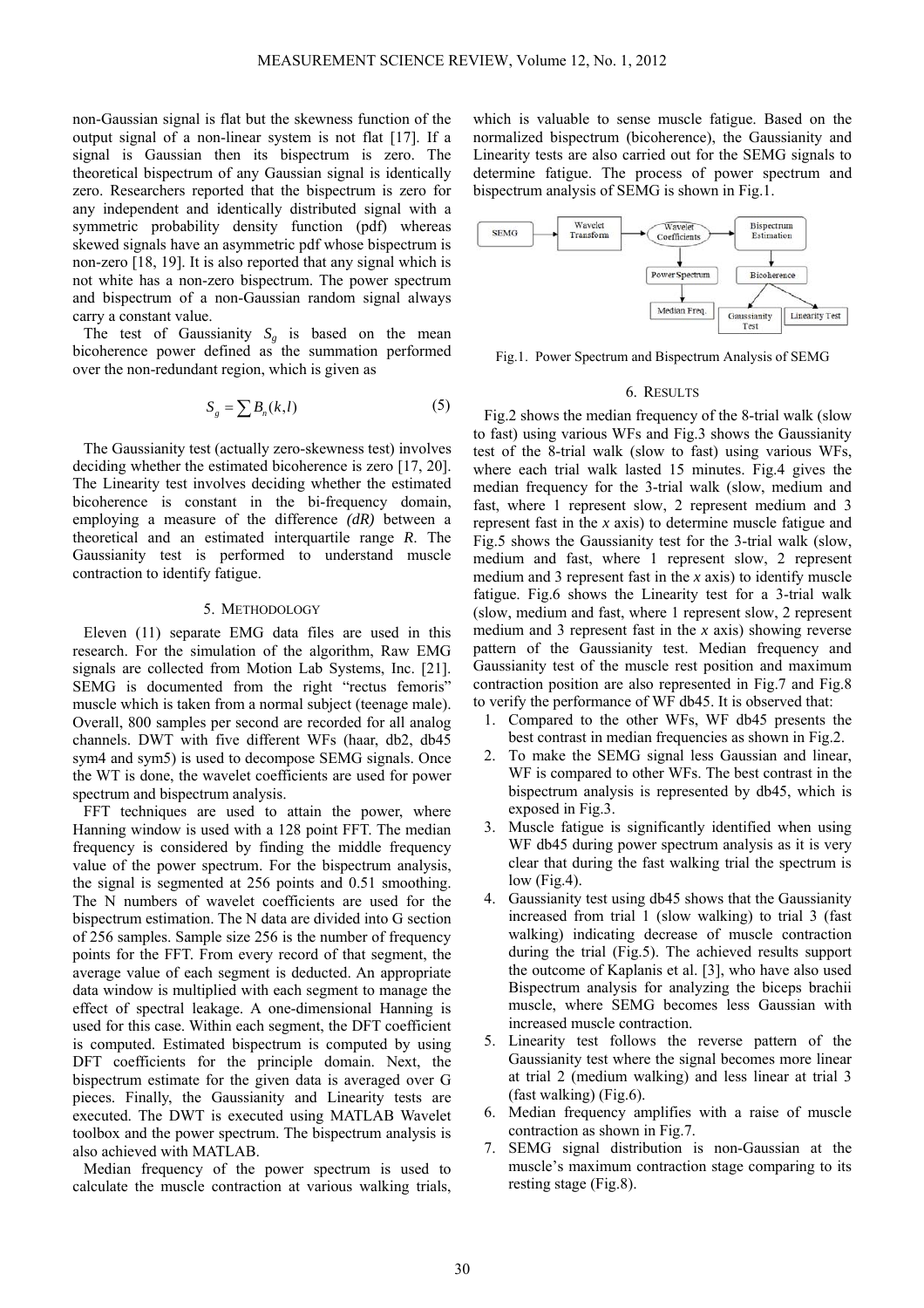non-Gaussian signal is flat but the skewness function of the output signal of a non-linear system is not flat [17]. If a signal is Gaussian then its bispectrum is zero. The theoretical bispectrum of any Gaussian signal is identically zero. Researchers reported that the bispectrum is zero for any independent and identically distributed signal with a symmetric probability density function (pdf) whereas skewed signals have an asymmetric pdf whose bispectrum is non-zero [18, 19]. It is also reported that any signal which is not white has a non-zero bispectrum. The power spectrum and bispectrum of a non-Gaussian random signal always carry a constant value.

The test of Gaussianity $S_g$ is based on the mean bicoherence power defined as the summation performed over the non-redundant region, which is given as

$$S_g = \sum B_n(k,l) \tag{5}$$

The Gaussianity test (actually zero-skewness test) involves deciding whether the estimated bicoherence is zero [17, 20]. The Linearity test involves deciding whether the estimated bicoherence is constant in the bi-frequency domain, employing a measure of the difference *(dR)* between a theoretical and an estimated interquartile range *R*. The Gaussianity test is performed to understand muscle contraction to identify fatigue.

## 5. Methodology

Eleven (11) separate EMG data files are used in this research. For the simulation of the algorithm, Raw EMG signals are collected from Motion Lab Systems, Inc. [21]. SEMG is documented from the right "rectus femoris" muscle which is taken from a normal subject (teenage male). Overall, 800 samples per second are recorded for all analog channels. DWT with five different WFs (haar, db2, db45 sym4 and sym5) is used to decompose SEMG signals. Once the WT is done, the wavelet coefficients are used for power spectrum and bispectrum analysis.

FFT techniques are used to attain the power, where Hanning window is used with a 128 point FFT. The median frequency is considered by finding the middle frequency value of the power spectrum. For the bispectrum analysis, the signal is segmented at 256 points and 0.51 smoothing. The N numbers of wavelet coefficients are used for the bispectrum estimation. The N data are divided into G section of 256 samples. Sample size 256 is the number of frequency points for the FFT. From every record of that segment, the average value of each segment is deducted. An appropriate data window is multiplied with each segment to manage the effect of spectral leakage. A one-dimensional Hanning is used for this case. Within each segment, the DFT coefficient is computed. Estimated bispectrum is computed by using DFT coefficients for the principle domain. Next, the bispectrum estimate for the given data is averaged over G pieces. Finally, the Gaussianity and Linearity tests are executed. The DWT is executed using MATLAB Wavelet toolbox and the power spectrum. The bispectrum analysis is also achieved with MATLAB.

Median frequency of the power spectrum is used to calculate the muscle contraction at various walking trials, which is valuable to sense muscle fatigue. Based on the normalized bispectrum (bicoherence), the Gaussianity and Linearity tests are also carried out for the SEMG signals to determine fatigue. The process of power spectrum and bispectrum analysis of SEMG is shown in Fig.1.

SEMG → Wavelet Transform → Wavelet Coefficients → Bispectrum Estimation → Bicoherence → Gaussianity Test / Linearity Test; Wavelet Coefficients → Power Spectrum → Median Freq.

Fig.1. Power Spectrum and Bispectrum Analysis of SEMG

## 6. Results

Fig.2 shows the median frequency of the 8-trial walk (slow to fast) using various WFs and Fig.3 shows the Gaussianity test of the 8-trial walk (slow to fast) using various WFs, where each trial walk lasted 15 minutes. Fig.4 gives the median frequency for the 3-trial walk (slow, medium and fast, where 1 represent slow, 2 represent medium and 3 represent fast in the *x* axis) to determine muscle fatigue and Fig.5 shows the Gaussianity test for the 3-trial walk (slow, medium and fast, where 1 represent slow, 2 represent medium and 3 represent fast in the *x* axis) to identify muscle fatigue. Fig.6 shows the Linearity test for a 3-trial walk (slow, medium and fast, where 1 represent slow, 2 represent medium and 3 represent fast in the *x* axis) showing reverse pattern of the Gaussianity test. Median frequency and Gaussianity test of the muscle rest position and maximum contraction position are also represented in Fig.7 and Fig.8 to verify the performance of WF db45. It is observed that:

1. Compared to the other WFs, WF db45 presents the best contrast in median frequencies as shown in Fig.2.
2. To make the SEMG signal less Gaussian and linear, WF is compared to other WFs. The best contrast in the bispectrum analysis is represented by db45, which is exposed in Fig.3.
3. Muscle fatigue is significantly identified when using WF db45 during power spectrum analysis as it is very clear that during the fast walking trial the spectrum is low (Fig.4).
4. Gaussianity test using db45 shows that the Gaussianity increased from trial 1 (slow walking) to trial 3 (fast walking) indicating decrease of muscle contraction during the trial (Fig.5). The achieved results support the outcome of Kaplanis et al. [3], who have also used Bispectrum analysis for analyzing the biceps brachii muscle, where SEMG becomes less Gaussian with increased muscle contraction.
5. Linearity test follows the reverse pattern of the Gaussianity test where the signal becomes more linear at trial 2 (medium walking) and less linear at trial 3 (fast walking) (Fig.6).
6. Median frequency amplifies with a raise of muscle contraction as shown in Fig.7.
7. SEMG signal distribution is non-Gaussian at the muscle's maximum contraction stage comparing to its resting stage (Fig.8).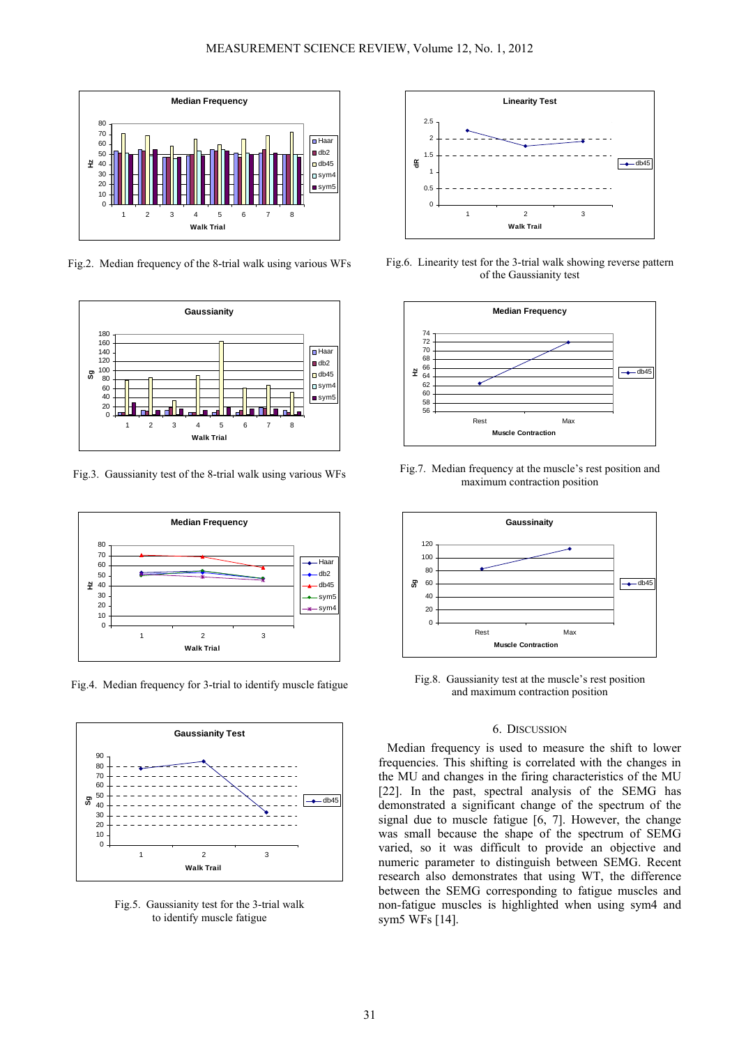Fig.2. Median frequency of the 8-trial walk using various WFs

Fig.3. Gaussianity test of the 8-trial walk using various WFs

Fig.4. Median frequency for 3-trial to identify muscle fatigue

Fig.5. Gaussianity test for the 3-trial walk to identify muscle fatigue

Fig.6. Linearity test for the 3-trial walk showing reverse pattern of the Gaussianity test

Fig.7. Median frequency at the muscle's rest position and maximum contraction position

Fig.8. Gaussianity test at the muscle's rest position and maximum contraction position

## 6. DISCUSSION

Median frequency is used to measure the shift to lower frequencies. This shifting is correlated with the changes in the MU and changes in the firing characteristics of the MU [22]. In the past, spectral analysis of the SEMG has demonstrated a significant change of the spectrum of the signal due to muscle fatigue [6, 7]. However, the change was small because the shape of the spectrum of SEMG varied, so it was difficult to provide an objective and numeric parameter to distinguish between SEMG. Recent research also demonstrates that using WT, the difference between the SEMG corresponding to fatigue muscles and non-fatigue muscles is highlighted when using sym4 and sym5 WFs [14].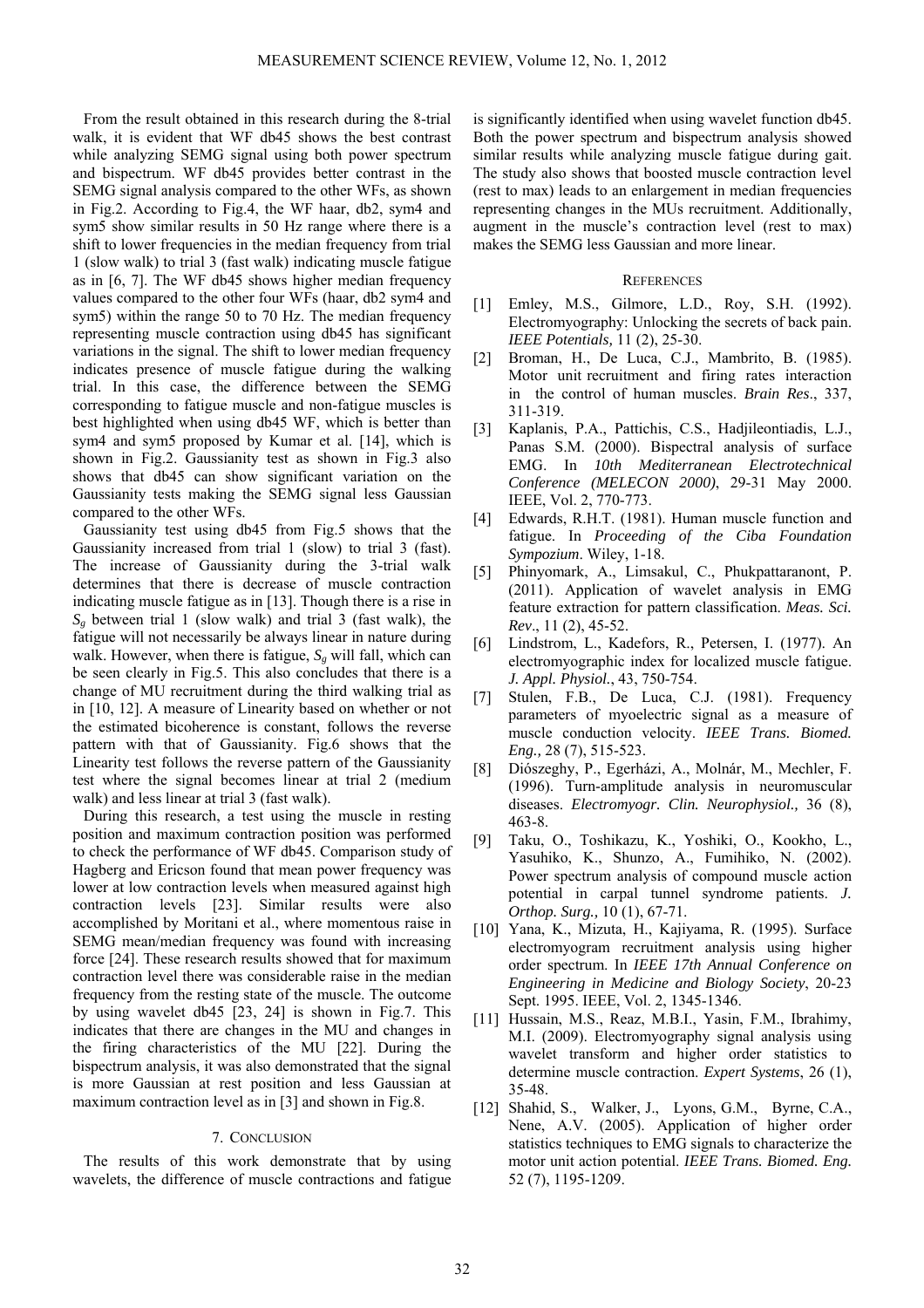From the result obtained in this research during the 8-trial walk, it is evident that WF db45 shows the best contrast while analyzing SEMG signal using both power spectrum and bispectrum. WF db45 provides better contrast in the SEMG signal analysis compared to the other WFs, as shown in Fig.2. According to Fig.4, the WF haar, db2, sym4 and sym5 show similar results in 50 Hz range where there is a shift to lower frequencies in the median frequency from trial 1 (slow walk) to trial 3 (fast walk) indicating muscle fatigue as in [6, 7]. The WF db45 shows higher median frequency values compared to the other four WFs (haar, db2 sym4 and sym5) within the range 50 to 70 Hz. The median frequency representing muscle contraction using db45 has significant variations in the signal. The shift to lower median frequency indicates presence of muscle fatigue during the walking trial. In this case, the difference between the SEMG corresponding to fatigue muscle and non-fatigue muscles is best highlighted when using db45 WF, which is better than sym4 and sym5 proposed by Kumar et al. [14], which is shown in Fig.2. Gaussianity test as shown in Fig.3 also shows that db45 can show significant variation on the Gaussianity tests making the SEMG signal less Gaussian compared to the other WFs.

Gaussianity test using db45 from Fig.5 shows that the Gaussianity increased from trial 1 (slow) to trial 3 (fast). The increase of Gaussianity during the 3-trial walk determines that there is decrease of muscle contraction indicating muscle fatigue as in [13]. Though there is a rise in $S_g$ between trial 1 (slow walk) and trial 3 (fast walk), the fatigue will not necessarily be always linear in nature during walk. However, when there is fatigue, $S_g$ will fall, which can be seen clearly in Fig.5. This also concludes that there is a change of MU recruitment during the third walking trial as in [10, 12]. A measure of Linearity based on whether or not the estimated bicoherence is constant, follows the reverse pattern with that of Gaussianity. Fig.6 shows that the Linearity test follows the reverse pattern of the Gaussianity test where the signal becomes linear at trial 2 (medium walk) and less linear at trial 3 (fast walk).

During this research, a test using the muscle in resting position and maximum contraction position was performed to check the performance of WF db45. Comparison study of Hagberg and Ericson found that mean power frequency was lower at low contraction levels when measured against high contraction levels [23]. Similar results were also accomplished by Moritani et al., where momentous raise in SEMG mean/median frequency was found with increasing force [24]. These research results showed that for maximum contraction level there was considerable raise in the median frequency from the resting state of the muscle. The outcome by using wavelet db45 [23, 24] is shown in Fig.7. This indicates that there are changes in the MU and changes in the firing characteristics of the MU [22]. During the bispectrum analysis, it was also demonstrated that the signal is more Gaussian at rest position and less Gaussian at maximum contraction level as in [3] and shown in Fig.8.

## 7. Conclusion

The results of this work demonstrate that by using wavelets, the difference of muscle contractions and fatigue is significantly identified when using wavelet function db45. Both the power spectrum and bispectrum analysis showed similar results while analyzing muscle fatigue during gait. The study also shows that boosted muscle contraction level (rest to max) leads to an enlargement in median frequencies representing changes in the MUs recruitment. Additionally, augment in the muscle's contraction level (rest to max) makes the SEMG less Gaussian and more linear.

## References

[1] Emley, M.S., Gilmore, L.D., Roy, S.H. (1992). Electromyography: Unlocking the secrets of back pain. *IEEE Potentials,* 11 (2), 25-30.

[2] Broman, H., De Luca, C.J., Mambrito, B. (1985). Motor unit recruitment and firing rates interaction in the control of human muscles. *Brain Res*., 337, 311-319.

[3] Kaplanis, P.A., Pattichis, C.S., Hadjileontiadis, L.J., Panas S.M. (2000). Bispectral analysis of surface EMG. In *10th Mediterranean Electrotechnical Conference (MELECON 2000)*, 29-31 May 2000. IEEE, Vol. 2, 770-773.

[4] Edwards, R.H.T. (1981). Human muscle function and fatigue. In *Proceeding of the Ciba Foundation Sympozium*. Wiley, 1-18.

[5] Phinyomark, A., Limsakul, C., Phukpattaranont, P. (2011). Application of wavelet analysis in EMG feature extraction for pattern classification. *Meas. Sci. Rev*., 11 (2), 45-52.

[6] Lindstrom, L., Kadefors, R., Petersen, I. (1977). An electromyographic index for localized muscle fatigue. *J. Appl. Physiol.*, 43, 750-754.

[7] Stulen, F.B., De Luca, C.J. (1981). Frequency parameters of myoelectric signal as a measure of muscle conduction velocity. *IEEE Trans. Biomed. Eng.,* 28 (7), 515-523.

[8] Diószeghy, P., Egerházi, A., Molnár, M., Mechler, F. (1996). Turn-amplitude analysis in neuromuscular diseases. *Electromyogr. Clin. Neurophysiol.,* 36 (8), 463-8.

[9] Taku, O., Toshikazu, K., Yoshiki, O., Kookho, L., Yasuhiko, K., Shunzo, A., Fumihiko, N. (2002). Power spectrum analysis of compound muscle action potential in carpal tunnel syndrome patients. *J. Orthop. Surg.,* 10 (1), 67-71.

[10] Yana, K., Mizuta, H., Kajiyama, R. (1995). Surface electromyogram recruitment analysis using higher order spectrum. In *IEEE 17th Annual Conference on Engineering in Medicine and Biology Society*, 20-23 Sept. 1995. IEEE, Vol. 2, 1345-1346.

[11] Hussain, M.S., Reaz, M.B.I., Yasin, F.M., Ibrahimy, M.I. (2009). Electromyography signal analysis using wavelet transform and higher order statistics to determine muscle contraction. *Expert Systems*, 26 (1), 35-48.

[12] Shahid, S., Walker, J., Lyons, G.M., Byrne, C.A., Nene, A.V. (2005). Application of higher order statistics techniques to EMG signals to characterize the motor unit action potential. *IEEE Trans. Biomed. Eng.* 52 (7), 1195-1209.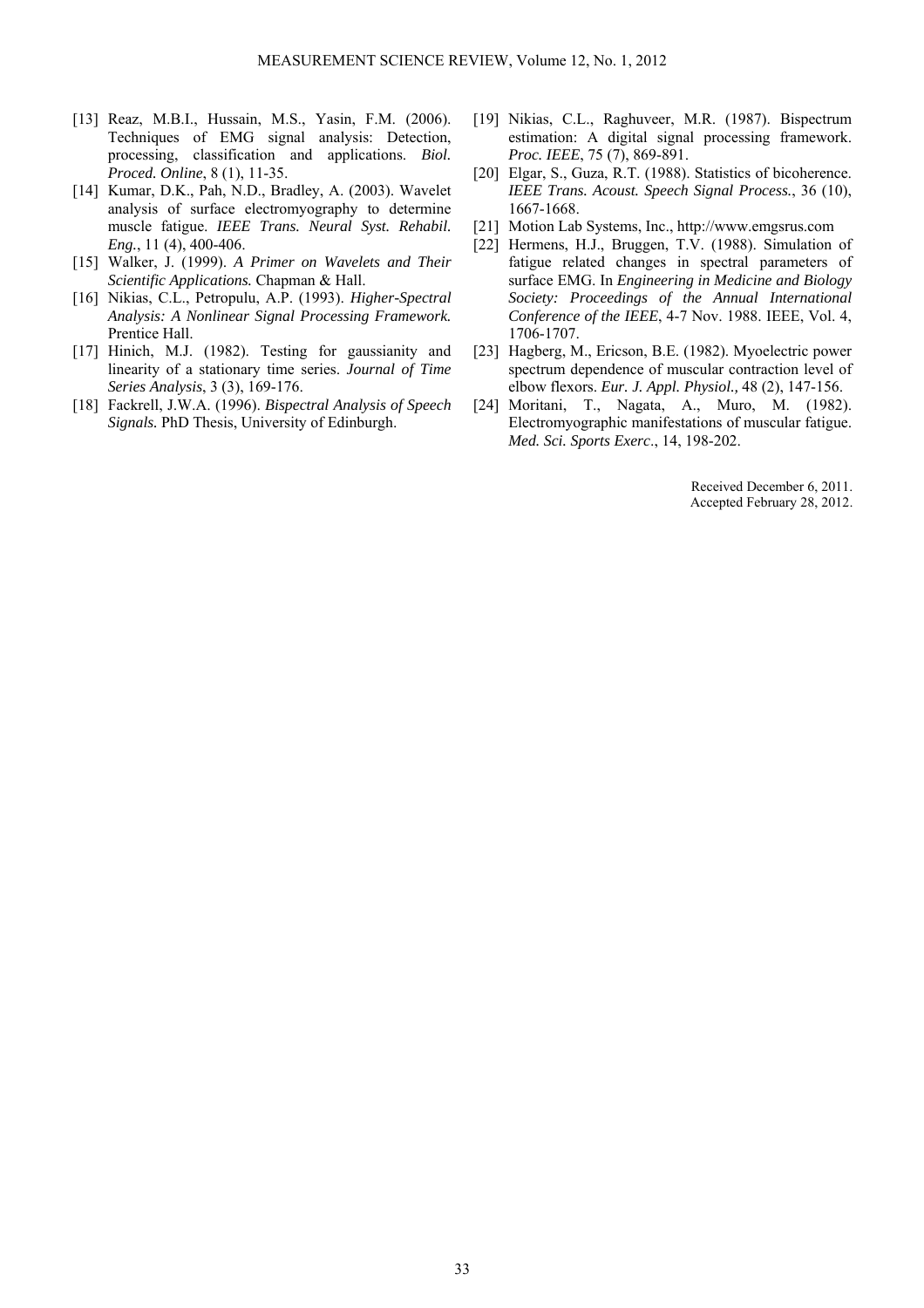[13] Reaz, M.B.I., Hussain, M.S., Yasin, F.M. (2006). Techniques of EMG signal analysis: Detection, processing, classification and applications. *Biol. Proced. Online*, 8 (1), 11-35.

[14] Kumar, D.K., Pah, N.D., Bradley, A. (2003). Wavelet analysis of surface electromyography to determine muscle fatigue. *IEEE Trans. Neural Syst. Rehabil. Eng.*, 11 (4), 400-406.

[15] Walker, J. (1999). *A Primer on Wavelets and Their Scientific Applications.* Chapman & Hall.

[16] Nikias, C.L., Petropulu, A.P. (1993). *Higher-Spectral Analysis: A Nonlinear Signal Processing Framework.* Prentice Hall.

[17] Hinich, M.J. (1982). Testing for gaussianity and linearity of a stationary time series. *Journal of Time Series Analysis*, 3 (3), 169-176.

[18] Fackrell, J.W.A. (1996). *Bispectral Analysis of Speech Signals.* PhD Thesis, University of Edinburgh.

[19] Nikias, C.L., Raghuveer, M.R. (1987). Bispectrum estimation: A digital signal processing framework. *Proc. IEEE*, 75 (7), 869-891.

[20] Elgar, S., Guza, R.T. (1988). Statistics of bicoherence. *IEEE Trans. Acoust. Speech Signal Process.*, 36 (10), 1667-1668.

[21] Motion Lab Systems, Inc., http://www.emgsrus.com

[22] Hermens, H.J., Bruggen, T.V. (1988). Simulation of fatigue related changes in spectral parameters of surface EMG. In *Engineering in Medicine and Biology Society: Proceedings of the Annual International Conference of the IEEE*, 4-7 Nov. 1988. IEEE, Vol. 4, 1706-1707.

[23] Hagberg, M., Ericson, B.E. (1982). Myoelectric power spectrum dependence of muscular contraction level of elbow flexors. *Eur. J. Appl. Physiol.,* 48 (2), 147-156.

[24] Moritani, T., Nagata, A., Muro, M. (1982). Electromyographic manifestations of muscular fatigue. *Med. Sci. Sports Exerc*., 14, 198-202.

Received December 6, 2011.
Accepted February 28, 2012.